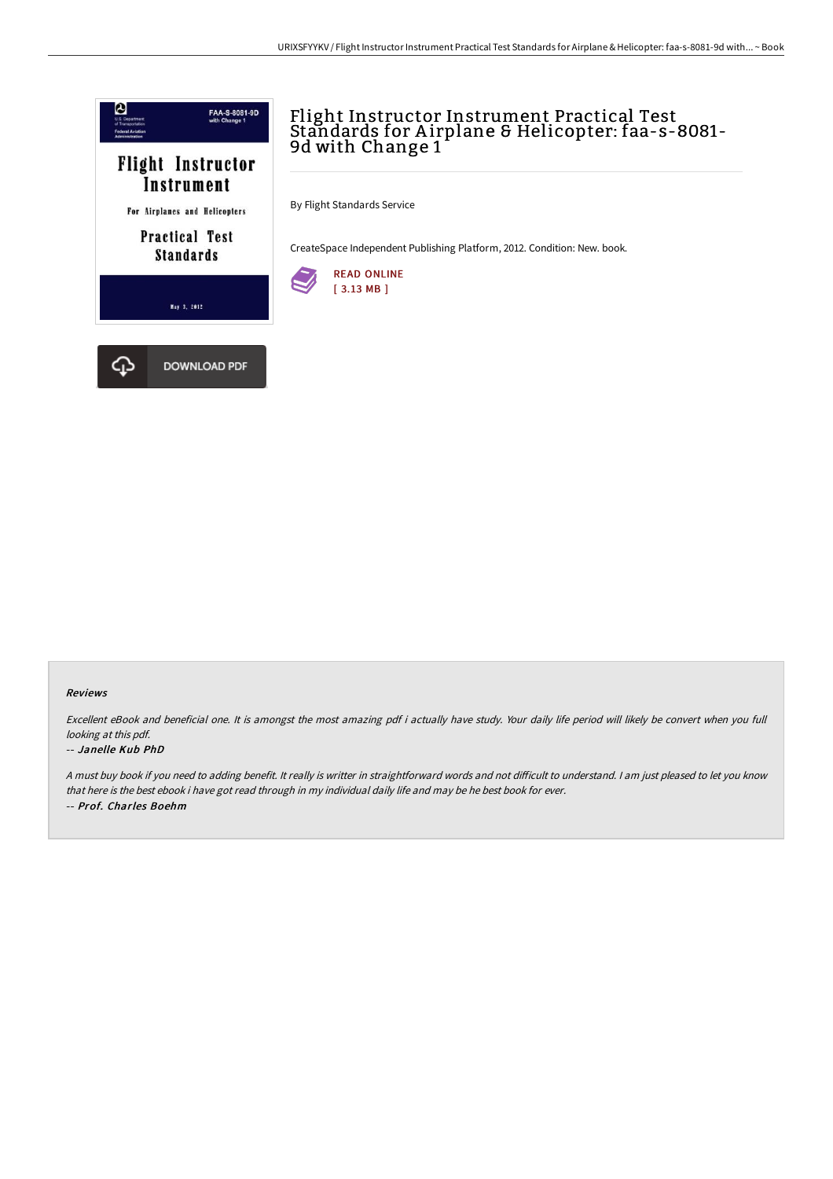# Flight Instructor Instrument Practical Test Standards for Airplane & Helicopter: faa-s-8081-9d with Change 1

By Flight Standards Service

CreateSpace Independent Publishing Platform, 2012. Condition: New. book.

READ ONLINE
[ 3.13 MB ]

DOWNLOAD PDF

#### Reviews

*Excellent eBook and beneficial one. It is amongst the most amazing pdf i actually have study. Your daily life period will likely be convert when you full looking at this pdf.*

*-- Janelle Kub PhD*

*A must buy book if you need to adding benefit. It really is writter in straightforward words and not difficult to understand. I am just pleased to let you know that here is the best ebook i have got read through in my individual daily life and may be he best book for ever.*

*-- Prof. Charles Boehm*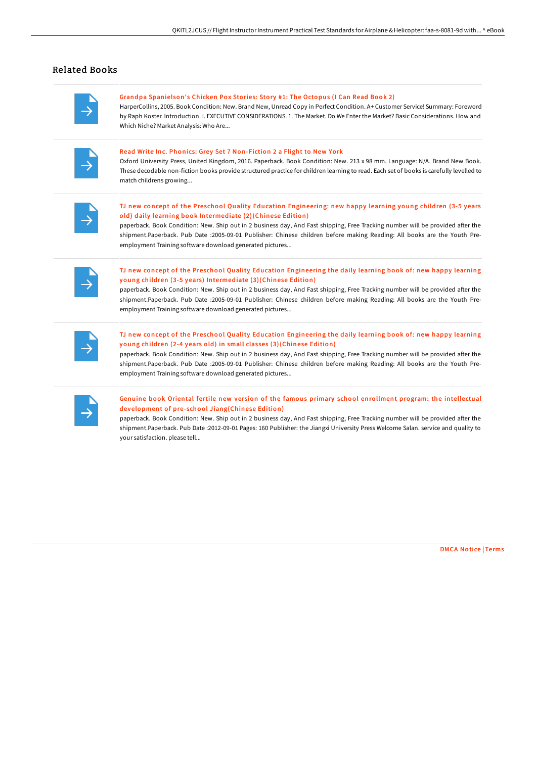## Related Books

**Grandpa Spanielson's Chicken Pox Stories: Story #1: The Octopus (I Can Read Book 2)**

HarperCollins, 2005. Book Condition: New. Brand New, Unread Copy in Perfect Condition. A+ Customer Service! Summary: Foreword by Raph Koster. Introduction. I. EXECUTIVE CONSIDERATIONS. 1. The Market. Do We Enter the Market? Basic Considerations. How and Which Niche? Market Analysis: Who Are...

**Read Write Inc. Phonics: Grey Set 7 Non-Fiction 2 a Flight to New York**

Oxford University Press, United Kingdom, 2016. Paperback. Book Condition: New. 213 x 98 mm. Language: N/A. Brand New Book. These decodable non-fiction books provide structured practice for children learning to read. Each set of books is carefully levelled to match childrens growing...

**TJ new concept of the Preschool Quality Education Engineering: new happy learning young children (3-5 years old) daily learning book Intermediate (2)(Chinese Edition)**

paperback. Book Condition: New. Ship out in 2 business day, And Fast shipping, Free Tracking number will be provided after the shipment.Paperback. Pub Date :2005-09-01 Publisher: Chinese children before making Reading: All books are the Youth Pre-employment Training software download generated pictures...

**TJ new concept of the Preschool Quality Education Engineering the daily learning book of: new happy learning young children (3-5 years) Intermediate (3)(Chinese Edition)**

paperback. Book Condition: New. Ship out in 2 business day, And Fast shipping, Free Tracking number will be provided after the shipment.Paperback. Pub Date :2005-09-01 Publisher: Chinese children before making Reading: All books are the Youth Pre-employment Training software download generated pictures...

**TJ new concept of the Preschool Quality Education Engineering the daily learning book of: new happy learning young children (2-4 years old) in small classes (3)(Chinese Edition)**

paperback. Book Condition: New. Ship out in 2 business day, And Fast shipping, Free Tracking number will be provided after the shipment.Paperback. Pub Date :2005-09-01 Publisher: Chinese children before making Reading: All books are the Youth Pre-employment Training software download generated pictures...

**Genuine book Oriental fertile new version of the famous primary school enrollment program: the intellectual development of pre-school Jiang(Chinese Edition)**

paperback. Book Condition: New. Ship out in 2 business day, And Fast shipping, Free Tracking number will be provided after the shipment.Paperback. Pub Date :2012-09-01 Pages: 160 Publisher: the Jiangxi University Press Welcome Salan. service and quality to your satisfaction. please tell...